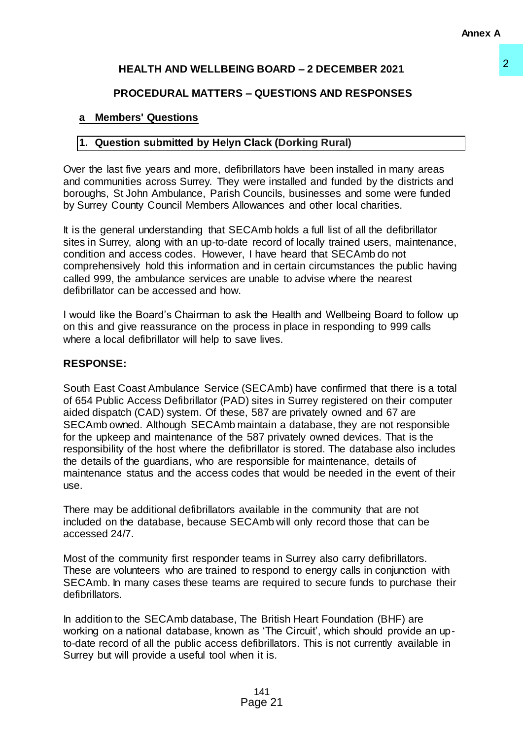Annex A

## HEALTH AND WELLBEING BOARD – 2 DECEMBER 2021

## PROCEDURAL MATTERS – QUESTIONS AND RESPONSES

### a Members' Questions

**1. Question submitted by Helyn Clack (Dorking Rural)**

Over the last five years and more, defibrillators have been installed in many areas and communities across Surrey. They were installed and funded by the districts and boroughs, St John Ambulance, Parish Councils, businesses and some were funded by Surrey County Council Members Allowances and other local charities.

It is the general understanding that SECAmb holds a full list of all the defibrillator sites in Surrey, along with an up-to-date record of locally trained users, maintenance, condition and access codes. However, I have heard that SECAmb do not comprehensively hold this information and in certain circumstances the public having called 999, the ambulance services are unable to advise where the nearest defibrillator can be accessed and how.

I would like the Board's Chairman to ask the Health and Wellbeing Board to follow up on this and give reassurance on the process in place in responding to 999 calls where a local defibrillator will help to save lives.

**RESPONSE:**

South East Coast Ambulance Service (SECAmb) have confirmed that there is a total of 654 Public Access Defibrillator (PAD) sites in Surrey registered on their computer aided dispatch (CAD) system. Of these, 587 are privately owned and 67 are SECAmb owned. Although SECAmb maintain a database, they are not responsible for the upkeep and maintenance of the 587 privately owned devices. That is the responsibility of the host where the defibrillator is stored. The database also includes the details of the guardians, who are responsible for maintenance, details of maintenance status and the access codes that would be needed in the event of their use.

There may be additional defibrillators available in the community that are not included on the database, because SECAmb will only record those that can be accessed 24/7.

Most of the community first responder teams in Surrey also carry defibrillators. These are volunteers who are trained to respond to energy calls in conjunction with SECAmb. In many cases these teams are required to secure funds to purchase their defibrillators.

In addition to the SECAmb database, The British Heart Foundation (BHF) are working on a national database, known as 'The Circuit', which should provide an up-to-date record of all the public access defibrillators. This is not currently available in Surrey but will provide a useful tool when it is.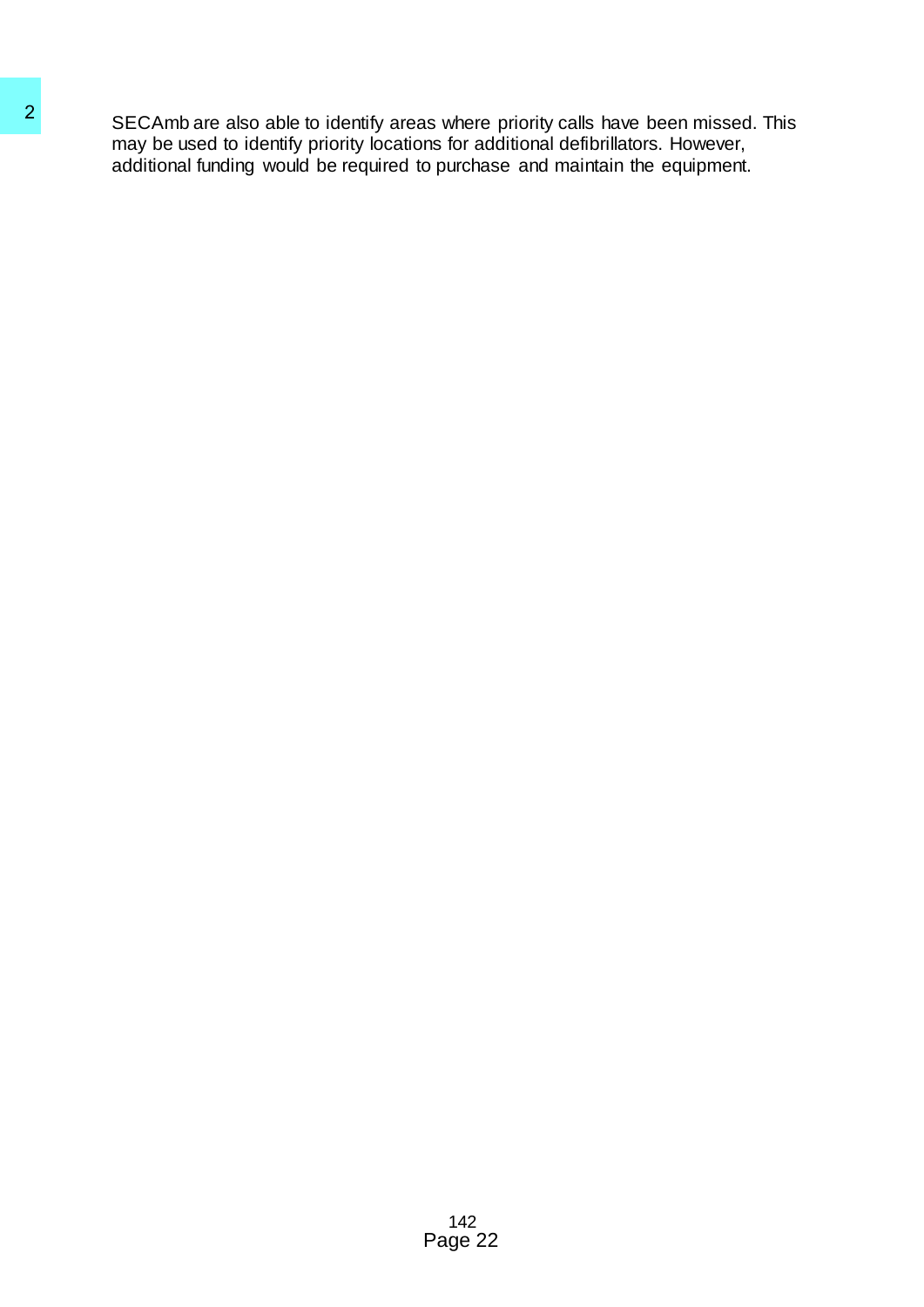SECAmb are also able to identify areas where priority calls have been missed. This may be used to identify priority locations for additional defibrillators. However, additional funding would be required to purchase and maintain the equipment.